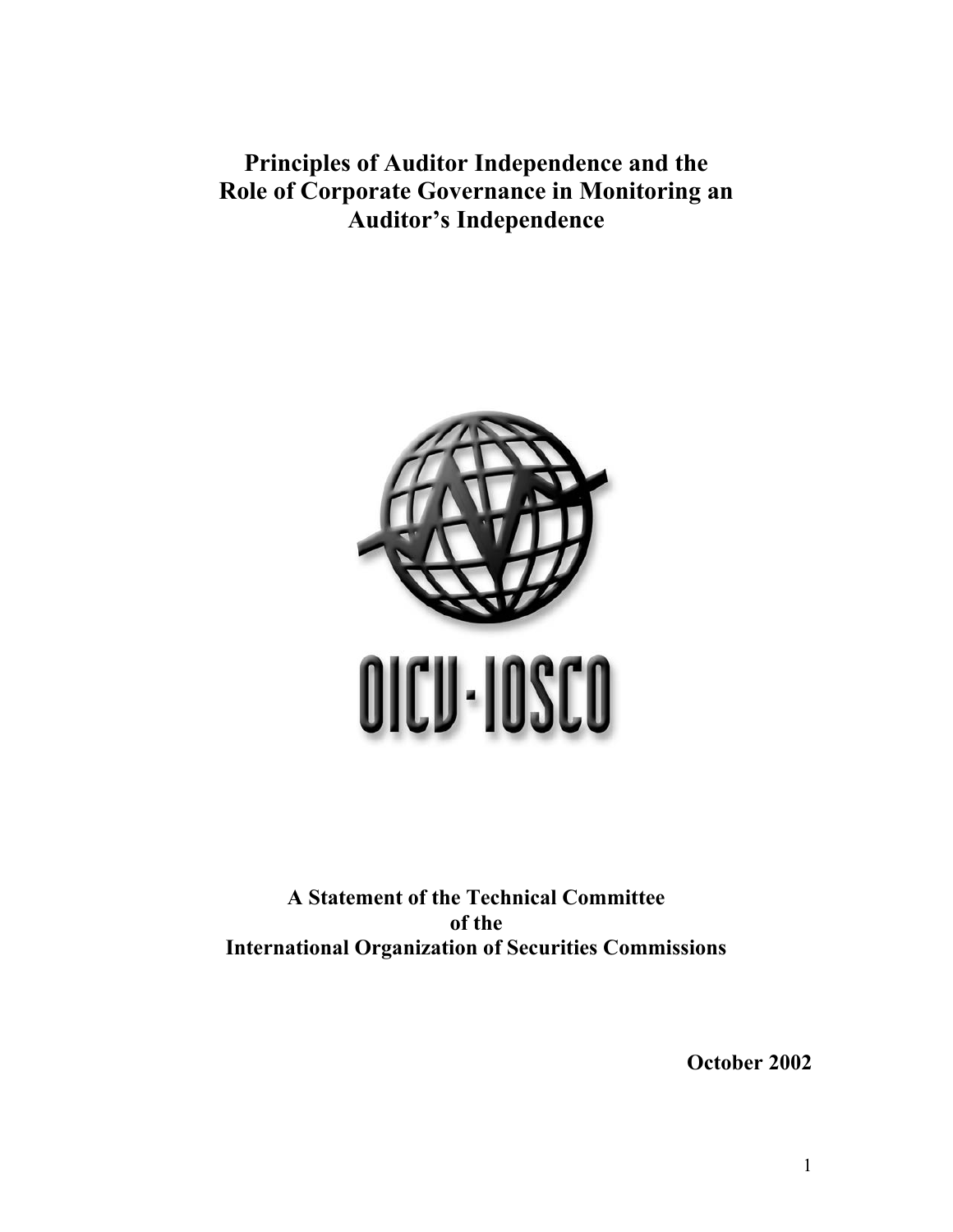# Principles of Auditor Independence and the Role of Corporate Governance in Monitoring an Auditor's Independence

OICV-IOSCO

**A Statement of the Technical Committee of the International Organization of Securities Commissions**

**October 2002**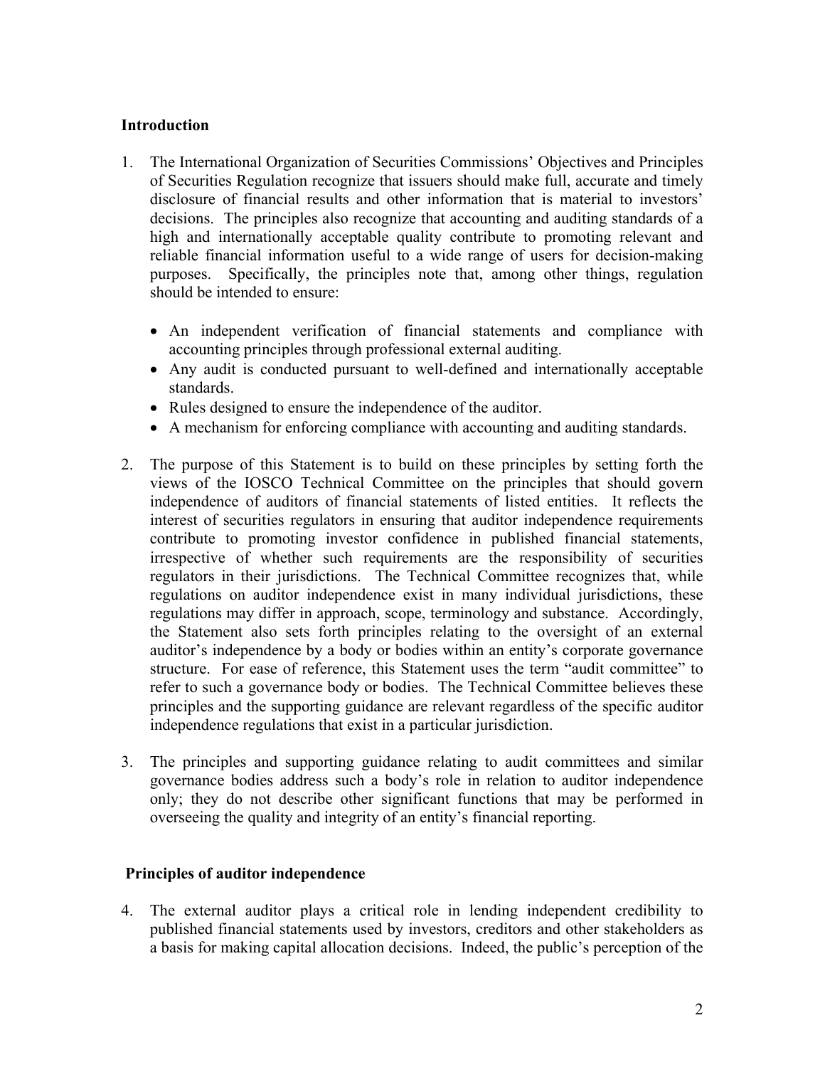## Introduction

1. The International Organization of Securities Commissions' Objectives and Principles of Securities Regulation recognize that issuers should make full, accurate and timely disclosure of financial results and other information that is material to investors' decisions. The principles also recognize that accounting and auditing standards of a high and internationally acceptable quality contribute to promoting relevant and reliable financial information useful to a wide range of users for decision-making purposes. Specifically, the principles note that, among other things, regulation should be intended to ensure:

   - An independent verification of financial statements and compliance with accounting principles through professional external auditing.
   - Any audit is conducted pursuant to well-defined and internationally acceptable standards.
   - Rules designed to ensure the independence of the auditor.
   - A mechanism for enforcing compliance with accounting and auditing standards.

2. The purpose of this Statement is to build on these principles by setting forth the views of the IOSCO Technical Committee on the principles that should govern independence of auditors of financial statements of listed entities. It reflects the interest of securities regulators in ensuring that auditor independence requirements contribute to promoting investor confidence in published financial statements, irrespective of whether such requirements are the responsibility of securities regulators in their jurisdictions. The Technical Committee recognizes that, while regulations on auditor independence exist in many individual jurisdictions, these regulations may differ in approach, scope, terminology and substance. Accordingly, the Statement also sets forth principles relating to the oversight of an external auditor's independence by a body or bodies within an entity's corporate governance structure. For ease of reference, this Statement uses the term "audit committee" to refer to such a governance body or bodies. The Technical Committee believes these principles and the supporting guidance are relevant regardless of the specific auditor independence regulations that exist in a particular jurisdiction.

3. The principles and supporting guidance relating to audit committees and similar governance bodies address such a body's role in relation to auditor independence only; they do not describe other significant functions that may be performed in overseeing the quality and integrity of an entity's financial reporting.

## Principles of auditor independence

4. The external auditor plays a critical role in lending independent credibility to published financial statements used by investors, creditors and other stakeholders as a basis for making capital allocation decisions. Indeed, the public's perception of the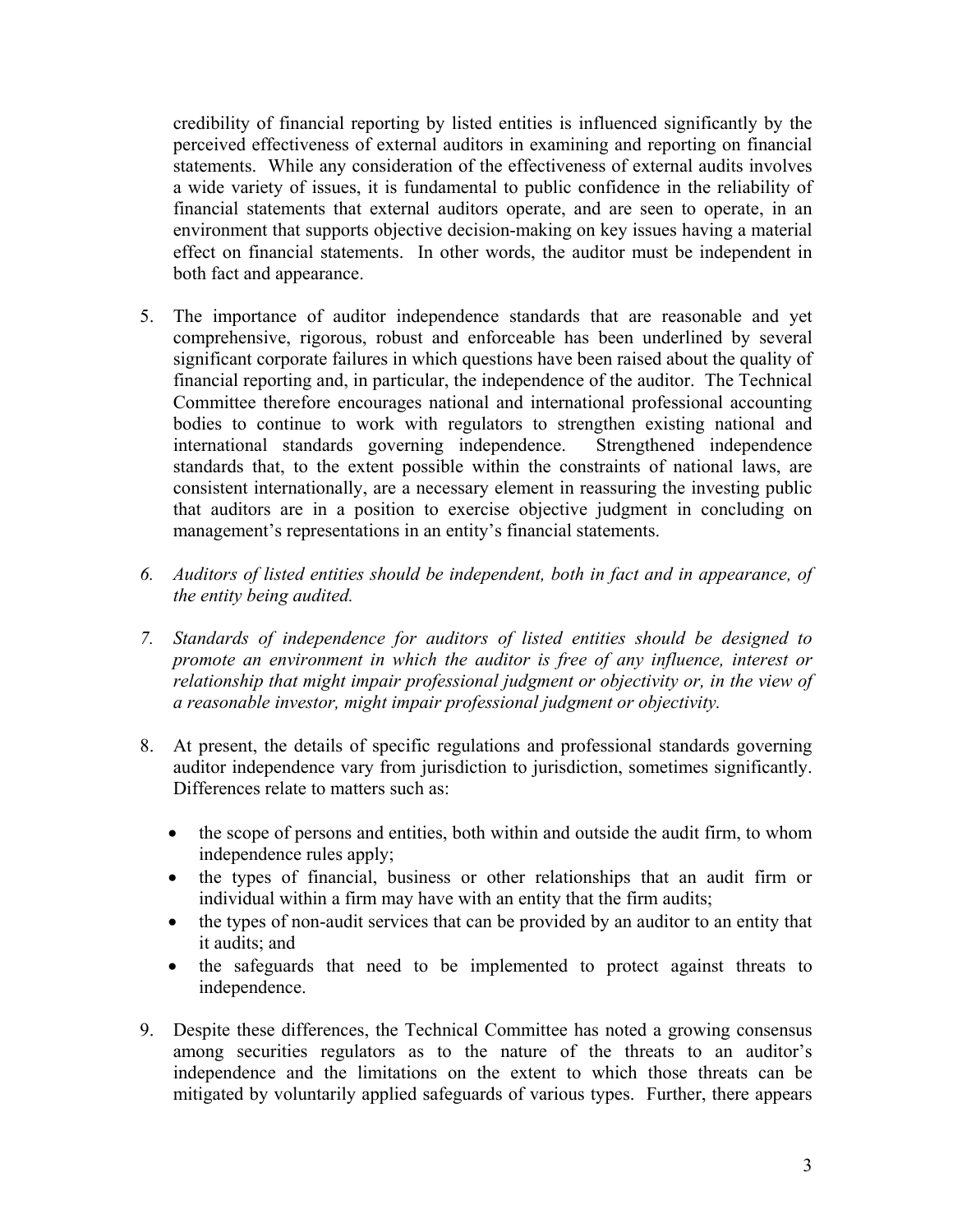credibility of financial reporting by listed entities is influenced significantly by the perceived effectiveness of external auditors in examining and reporting on financial statements. While any consideration of the effectiveness of external audits involves a wide variety of issues, it is fundamental to public confidence in the reliability of financial statements that external auditors operate, and are seen to operate, in an environment that supports objective decision-making on key issues having a material effect on financial statements. In other words, the auditor must be independent in both fact and appearance.

5. The importance of auditor independence standards that are reasonable and yet comprehensive, rigorous, robust and enforceable has been underlined by several significant corporate failures in which questions have been raised about the quality of financial reporting and, in particular, the independence of the auditor. The Technical Committee therefore encourages national and international professional accounting bodies to continue to work with regulators to strengthen existing national and international standards governing independence. Strengthened independence standards that, to the extent possible within the constraints of national laws, are consistent internationally, are a necessary element in reassuring the investing public that auditors are in a position to exercise objective judgment in concluding on management's representations in an entity's financial statements.

6. *Auditors of listed entities should be independent, both in fact and in appearance, of the entity being audited.*

7. *Standards of independence for auditors of listed entities should be designed to promote an environment in which the auditor is free of any influence, interest or relationship that might impair professional judgment or objectivity or, in the view of a reasonable investor, might impair professional judgment or objectivity.*

8. At present, the details of specific regulations and professional standards governing auditor independence vary from jurisdiction to jurisdiction, sometimes significantly. Differences relate to matters such as:

   - the scope of persons and entities, both within and outside the audit firm, to whom independence rules apply;
   - the types of financial, business or other relationships that an audit firm or individual within a firm may have with an entity that the firm audits;
   - the types of non-audit services that can be provided by an auditor to an entity that it audits; and
   - the safeguards that need to be implemented to protect against threats to independence.

9. Despite these differences, the Technical Committee has noted a growing consensus among securities regulators as to the nature of the threats to an auditor's independence and the limitations on the extent to which those threats can be mitigated by voluntarily applied safeguards of various types. Further, there appears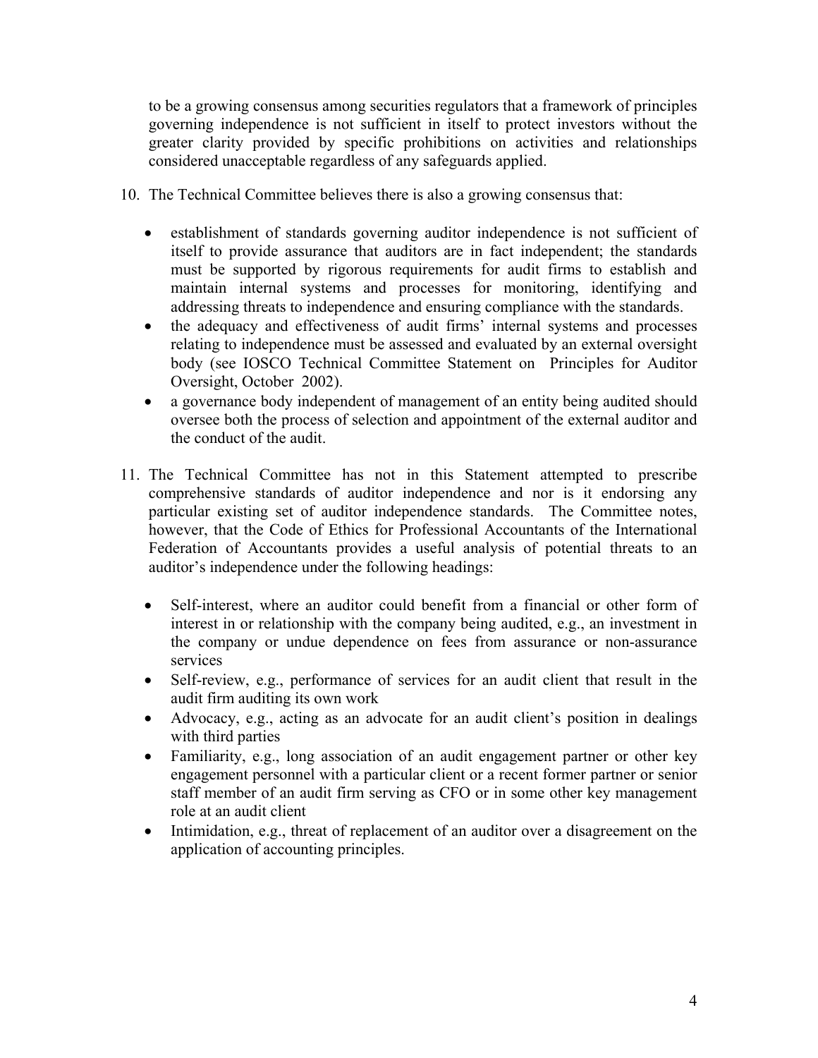to be a growing consensus among securities regulators that a framework of principles governing independence is not sufficient in itself to protect investors without the greater clarity provided by specific prohibitions on activities and relationships considered unacceptable regardless of any safeguards applied.

10. The Technical Committee believes there is also a growing consensus that:

    - establishment of standards governing auditor independence is not sufficient of itself to provide assurance that auditors are in fact independent; the standards must be supported by rigorous requirements for audit firms to establish and maintain internal systems and processes for monitoring, identifying and addressing threats to independence and ensuring compliance with the standards.
    - the adequacy and effectiveness of audit firms' internal systems and processes relating to independence must be assessed and evaluated by an external oversight body (see IOSCO Technical Committee Statement on Principles for Auditor Oversight, October 2002).
    - a governance body independent of management of an entity being audited should oversee both the process of selection and appointment of the external auditor and the conduct of the audit.

11. The Technical Committee has not in this Statement attempted to prescribe comprehensive standards of auditor independence and nor is it endorsing any particular existing set of auditor independence standards. The Committee notes, however, that the Code of Ethics for Professional Accountants of the International Federation of Accountants provides a useful analysis of potential threats to an auditor's independence under the following headings:

    - Self-interest, where an auditor could benefit from a financial or other form of interest in or relationship with the company being audited, e.g., an investment in the company or undue dependence on fees from assurance or non-assurance services
    - Self-review, e.g., performance of services for an audit client that result in the audit firm auditing its own work
    - Advocacy, e.g., acting as an advocate for an audit client's position in dealings with third parties
    - Familiarity, e.g., long association of an audit engagement partner or other key engagement personnel with a particular client or a recent former partner or senior staff member of an audit firm serving as CFO or in some other key management role at an audit client
    - Intimidation, e.g., threat of replacement of an auditor over a disagreement on the application of accounting principles.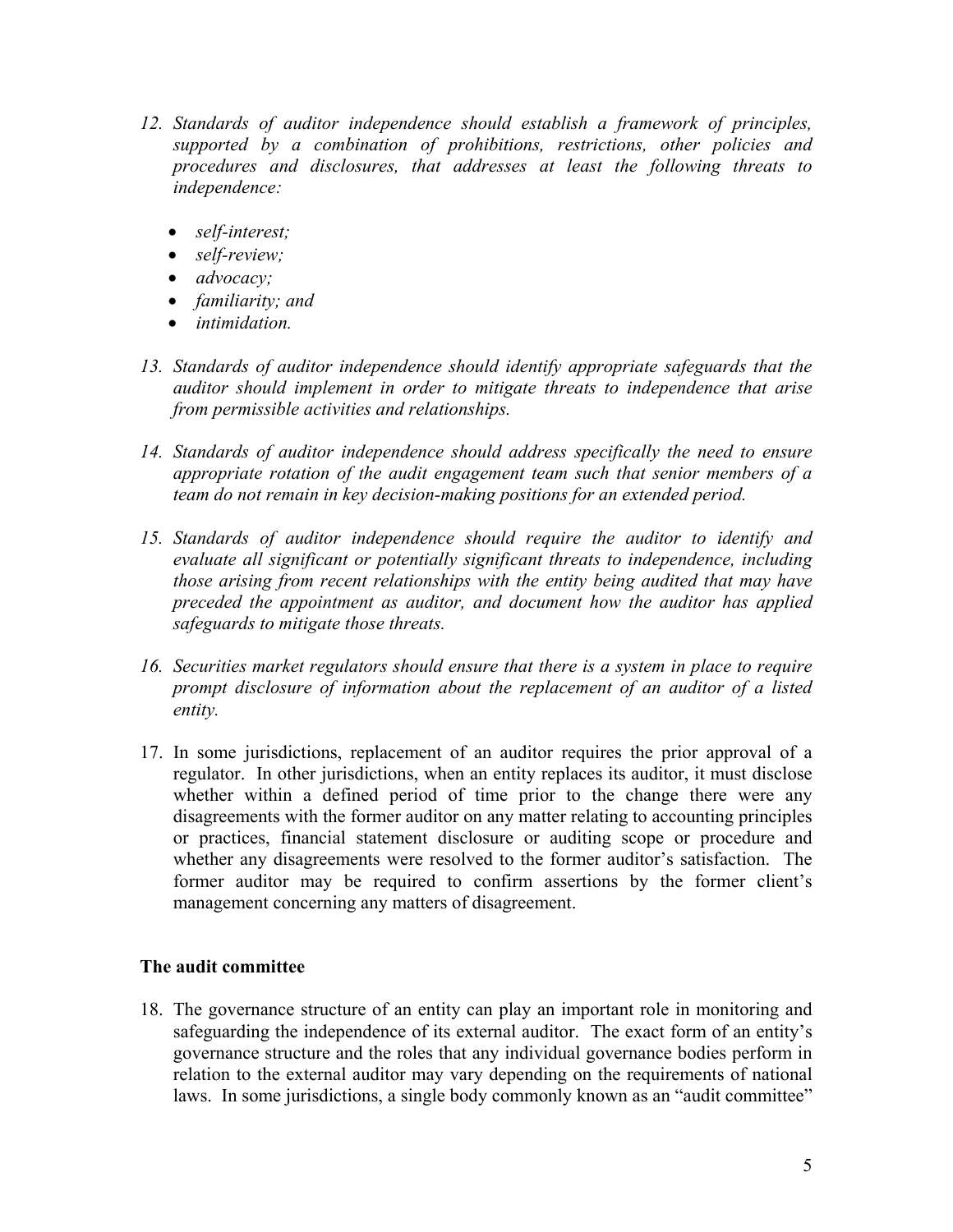12. *Standards of auditor independence should establish a framework of principles, supported by a combination of prohibitions, restrictions, other policies and procedures and disclosures, that addresses at least the following threats to independence:*

    - *self-interest;*
    - *self-review;*
    - *advocacy;*
    - *familiarity; and*
    - *intimidation.*

13. *Standards of auditor independence should identify appropriate safeguards that the auditor should implement in order to mitigate threats to independence that arise from permissible activities and relationships.*

14. *Standards of auditor independence should address specifically the need to ensure appropriate rotation of the audit engagement team such that senior members of a team do not remain in key decision-making positions for an extended period.*

15. *Standards of auditor independence should require the auditor to identify and evaluate all significant or potentially significant threats to independence, including those arising from recent relationships with the entity being audited that may have preceded the appointment as auditor, and document how the auditor has applied safeguards to mitigate those threats.*

16. *Securities market regulators should ensure that there is a system in place to require prompt disclosure of information about the replacement of an auditor of a listed entity.*

17. In some jurisdictions, replacement of an auditor requires the prior approval of a regulator. In other jurisdictions, when an entity replaces its auditor, it must disclose whether within a defined period of time prior to the change there were any disagreements with the former auditor on any matter relating to accounting principles or practices, financial statement disclosure or auditing scope or procedure and whether any disagreements were resolved to the former auditor's satisfaction. The former auditor may be required to confirm assertions by the former client's management concerning any matters of disagreement.

**The audit committee**

18. The governance structure of an entity can play an important role in monitoring and safeguarding the independence of its external auditor. The exact form of an entity's governance structure and the roles that any individual governance bodies perform in relation to the external auditor may vary depending on the requirements of national laws. In some jurisdictions, a single body commonly known as an "audit committee"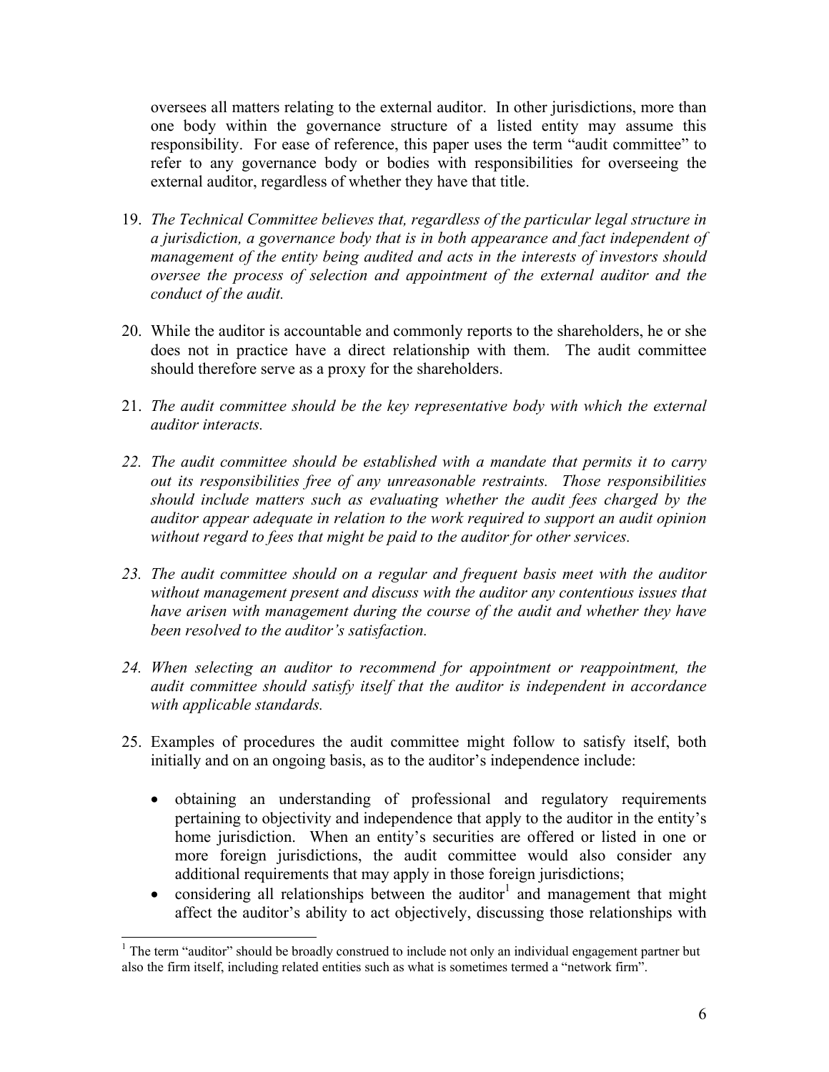oversees all matters relating to the external auditor. In other jurisdictions, more than one body within the governance structure of a listed entity may assume this responsibility. For ease of reference, this paper uses the term "audit committee" to refer to any governance body or bodies with responsibilities for overseeing the external auditor, regardless of whether they have that title.

19. *The Technical Committee believes that, regardless of the particular legal structure in a jurisdiction, a governance body that is in both appearance and fact independent of management of the entity being audited and acts in the interests of investors should oversee the process of selection and appointment of the external auditor and the conduct of the audit.*

20. While the auditor is accountable and commonly reports to the shareholders, he or she does not in practice have a direct relationship with them. The audit committee should therefore serve as a proxy for the shareholders.

21. *The audit committee should be the key representative body with which the external auditor interacts.*

22. *The audit committee should be established with a mandate that permits it to carry out its responsibilities free of any unreasonable restraints. Those responsibilities should include matters such as evaluating whether the audit fees charged by the auditor appear adequate in relation to the work required to support an audit opinion without regard to fees that might be paid to the auditor for other services.*

23. *The audit committee should on a regular and frequent basis meet with the auditor without management present and discuss with the auditor any contentious issues that have arisen with management during the course of the audit and whether they have been resolved to the auditor's satisfaction.*

24. *When selecting an auditor to recommend for appointment or reappointment, the audit committee should satisfy itself that the auditor is independent in accordance with applicable standards.*

25. Examples of procedures the audit committee might follow to satisfy itself, both initially and on an ongoing basis, as to the auditor's independence include:

    - obtaining an understanding of professional and regulatory requirements pertaining to objectivity and independence that apply to the auditor in the entity's home jurisdiction. When an entity's securities are offered or listed in one or more foreign jurisdictions, the audit committee would also consider any additional requirements that may apply in those foreign jurisdictions;
    - considering all relationships between the auditor[1] and management that might affect the auditor's ability to act objectively, discussing those relationships with

[1] The term "auditor" should be broadly construed to include not only an individual engagement partner but also the firm itself, including related entities such as what is sometimes termed a "network firm".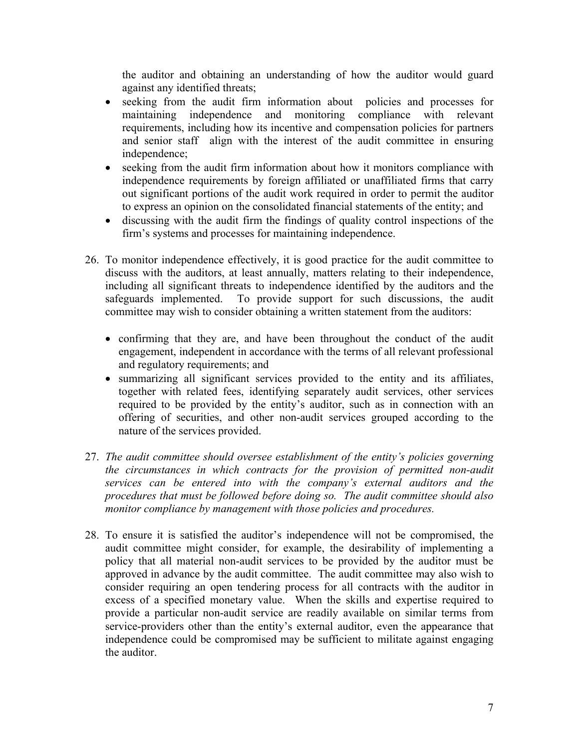the auditor and obtaining an understanding of how the auditor would guard against any identified threats;

- seeking from the audit firm information about policies and processes for maintaining independence and monitoring compliance with relevant requirements, including how its incentive and compensation policies for partners and senior staff align with the interest of the audit committee in ensuring independence;
- seeking from the audit firm information about how it monitors compliance with independence requirements by foreign affiliated or unaffiliated firms that carry out significant portions of the audit work required in order to permit the auditor to express an opinion on the consolidated financial statements of the entity; and
- discussing with the audit firm the findings of quality control inspections of the firm's systems and processes for maintaining independence.

26. To monitor independence effectively, it is good practice for the audit committee to discuss with the auditors, at least annually, matters relating to their independence, including all significant threats to independence identified by the auditors and the safeguards implemented. To provide support for such discussions, the audit committee may wish to consider obtaining a written statement from the auditors:

    - confirming that they are, and have been throughout the conduct of the audit engagement, independent in accordance with the terms of all relevant professional and regulatory requirements; and
    - summarizing all significant services provided to the entity and its affiliates, together with related fees, identifying separately audit services, other services required to be provided by the entity's auditor, such as in connection with an offering of securities, and other non-audit services grouped according to the nature of the services provided.

27. *The audit committee should oversee establishment of the entity's policies governing the circumstances in which contracts for the provision of permitted non-audit services can be entered into with the company's external auditors and the procedures that must be followed before doing so. The audit committee should also monitor compliance by management with those policies and procedures.*

28. To ensure it is satisfied the auditor's independence will not be compromised, the audit committee might consider, for example, the desirability of implementing a policy that all material non-audit services to be provided by the auditor must be approved in advance by the audit committee. The audit committee may also wish to consider requiring an open tendering process for all contracts with the auditor in excess of a specified monetary value. When the skills and expertise required to provide a particular non-audit service are readily available on similar terms from service-providers other than the entity's external auditor, even the appearance that independence could be compromised may be sufficient to militate against engaging the auditor.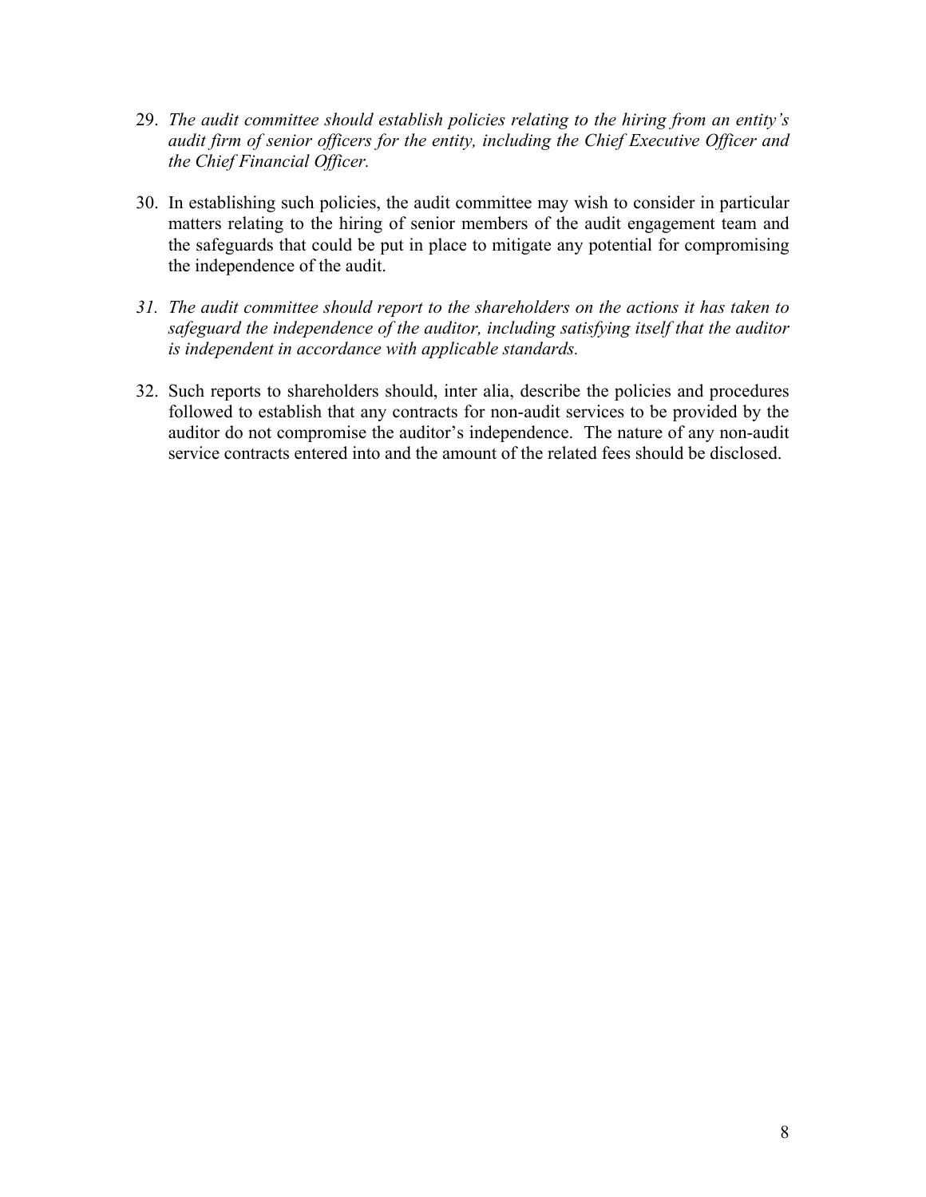29. *The audit committee should establish policies relating to the hiring from an entity's audit firm of senior officers for the entity, including the Chief Executive Officer and the Chief Financial Officer.*

30. In establishing such policies, the audit committee may wish to consider in particular matters relating to the hiring of senior members of the audit engagement team and the safeguards that could be put in place to mitigate any potential for compromising the independence of the audit.

31. *The audit committee should report to the shareholders on the actions it has taken to safeguard the independence of the auditor, including satisfying itself that the auditor is independent in accordance with applicable standards.*

32. Such reports to shareholders should, inter alia, describe the policies and procedures followed to establish that any contracts for non-audit services to be provided by the auditor do not compromise the auditor's independence. The nature of any non-audit service contracts entered into and the amount of the related fees should be disclosed.